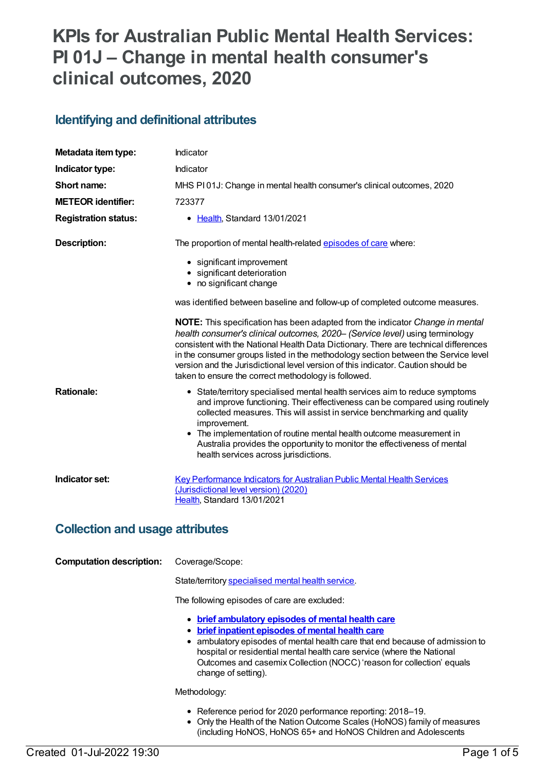# KPIs for Australian Public Mental Health Services: PI 01J – Change in mental health consumer's clinical outcomes, 2020

## Identifying and definitional attributes

| | |
|---|---|
| **Metadata item type:** | Indicator |
| **Indicator type:** | Indicator |
| **Short name:** | MHS PI 01J: Change in mental health consumer's clinical outcomes, 2020 |
| **METEOR identifier:** | 723377 |
| **Registration status:** | • Health, Standard 13/01/2021 |

**Description:**

The proportion of mental health-related episodes of care where:

- significant improvement
- significant deterioration
- no significant change

was identified between baseline and follow-up of completed outcome measures.

**NOTE:** This specification has been adapted from the indicator *Change in mental health consumer's clinical outcomes, 2020– (Service level)* using terminology consistent with the National Health Data Dictionary. There are technical differences in the consumer groups listed in the methodology section between the Service level version and the Jurisdictional level version of this indicator. Caution should be taken to ensure the correct methodology is followed.

**Rationale:**

- State/territory specialised mental health services aim to reduce symptoms and improve functioning. Their effectiveness can be compared using routinely collected measures. This will assist in service benchmarking and quality improvement.
- The implementation of routine mental health outcome measurement in Australia provides the opportunity to monitor the effectiveness of mental health services across jurisdictions.

**Indicator set:**

Key Performance Indicators for Australian Public Mental Health Services (Jurisdictional level version) (2020)
Health, Standard 13/01/2021

## Collection and usage attributes

**Computation description:**

Coverage/Scope:

State/territory specialised mental health service.

The following episodes of care are excluded:

- **brief ambulatory episodes of mental health care**
- **brief inpatient episodes of mental health care**
- ambulatory episodes of mental health care that end because of admission to hospital or residential mental health care service (where the National Outcomes and casemix Collection (NOCC) 'reason for collection' equals change of setting).

Methodology:

- Reference period for 2020 performance reporting: 2018–19.
- Only the Health of the Nation Outcome Scales (HoNOS) family of measures (including HoNOS, HoNOS 65+ and HoNOS Children and Adolescents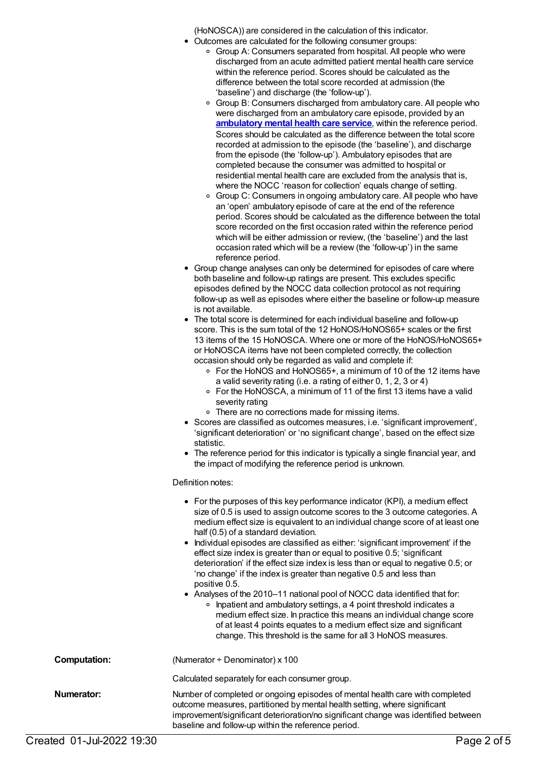(HoNOSCA)) are considered in the calculation of this indicator.

- Outcomes are calculated for the following consumer groups:
  - Group A: Consumers separated from hospital. All people who were discharged from an acute admitted patient mental health care service within the reference period. Scores should be calculated as the difference between the total score recorded at admission (the 'baseline') and discharge (the 'follow-up').
  - Group B: Consumers discharged from ambulatory care. All people who were discharged from an ambulatory care episode, provided by an **ambulatory mental health care service**, within the reference period. Scores should be calculated as the difference between the total score recorded at admission to the episode (the 'baseline'), and discharge from the episode (the 'follow-up'). Ambulatory episodes that are completed because the consumer was admitted to hospital or residential mental health care are excluded from the analysis that is, where the NOCC 'reason for collection' equals change of setting.
  - Group C: Consumers in ongoing ambulatory care. All people who have an 'open' ambulatory episode of care at the end of the reference period. Scores should be calculated as the difference between the total score recorded on the first occasion rated within the reference period which will be either admission or review, (the 'baseline') and the last occasion rated which will be a review (the 'follow-up') in the same reference period.
- Group change analyses can only be determined for episodes of care where both baseline and follow-up ratings are present. This excludes specific episodes defined by the NOCC data collection protocol as not requiring follow-up as well as episodes where either the baseline or follow-up measure is not available.
- The total score is determined for each individual baseline and follow-up score. This is the sum total of the 12 HoNOS/HoNOS65+ scales or the first 13 items of the 15 HoNOSCA. Where one or more of the HoNOS/HoNOS65+ or HoNOSCA items have not been completed correctly, the collection occasion should only be regarded as valid and complete if:
  - For the HoNOS and HoNOS65+, a minimum of 10 of the 12 items have a valid severity rating (i.e. a rating of either 0, 1, 2, 3 or 4)
  - For the HoNOSCA, a minimum of 11 of the first 13 items have a valid severity rating
  - There are no corrections made for missing items.
- Scores are classified as outcomes measures, i.e. 'significant improvement', 'significant deterioration' or 'no significant change', based on the effect size statistic.
- The reference period for this indicator is typically a single financial year, and the impact of modifying the reference period is unknown.

Definition notes:

- For the purposes of this key performance indicator (KPI), a medium effect size of 0.5 is used to assign outcome scores to the 3 outcome categories. A medium effect size is equivalent to an individual change score of at least one half (0.5) of a standard deviation.
- Individual episodes are classified as either: 'significant improvement' if the effect size index is greater than or equal to positive 0.5; 'significant deterioration' if the effect size index is less than or equal to negative 0.5; or 'no change' if the index is greater than negative 0.5 and less than positive 0.5.
- Analyses of the 2010–11 national pool of NOCC data identified that for:
  - Inpatient and ambulatory settings, a 4 point threshold indicates a medium effect size. In practice this means an individual change score of at least 4 points equates to a medium effect size and significant change. This threshold is the same for all 3 HoNOS measures.

**Computation:** (Numerator ÷ Denominator) x 100

Calculated separately for each consumer group.

**Numerator:** Number of completed or ongoing episodes of mental health care with completed outcome measures, partitioned by mental health setting, where significant improvement/significant deterioration/no significant change was identified between baseline and follow-up within the reference period.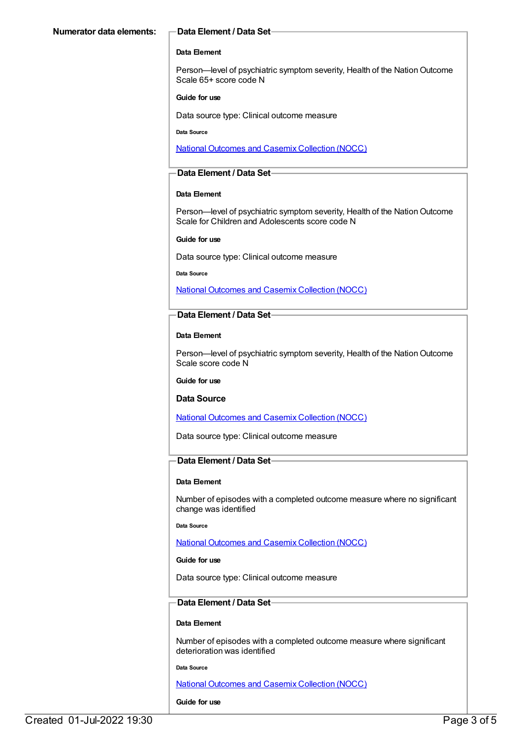**Numerator data elements:**

**Data Element / Data Set**

**Data Element**

Person—level of psychiatric symptom severity, Health of the Nation Outcome Scale 65+ score code N

**Guide for use**

Data source type: Clinical outcome measure

**Data Source**

National Outcomes and Casemix Collection (NOCC)

**Data Element / Data Set**

**Data Element**

Person—level of psychiatric symptom severity, Health of the Nation Outcome Scale for Children and Adolescents score code N

**Guide for use**

Data source type: Clinical outcome measure

**Data Source**

National Outcomes and Casemix Collection (NOCC)

**Data Element / Data Set**

**Data Element**

Person—level of psychiatric symptom severity, Health of the Nation Outcome Scale score code N

**Guide for use**

**Data Source**

National Outcomes and Casemix Collection (NOCC)

Data source type: Clinical outcome measure

**Data Element / Data Set**

**Data Element**

Number of episodes with a completed outcome measure where no significant change was identified

**Data Source**

National Outcomes and Casemix Collection (NOCC)

**Guide for use**

Data source type: Clinical outcome measure

**Data Element / Data Set**

**Data Element**

Number of episodes with a completed outcome measure where significant deterioration was identified

**Data Source**

National Outcomes and Casemix Collection (NOCC)

**Guide for use**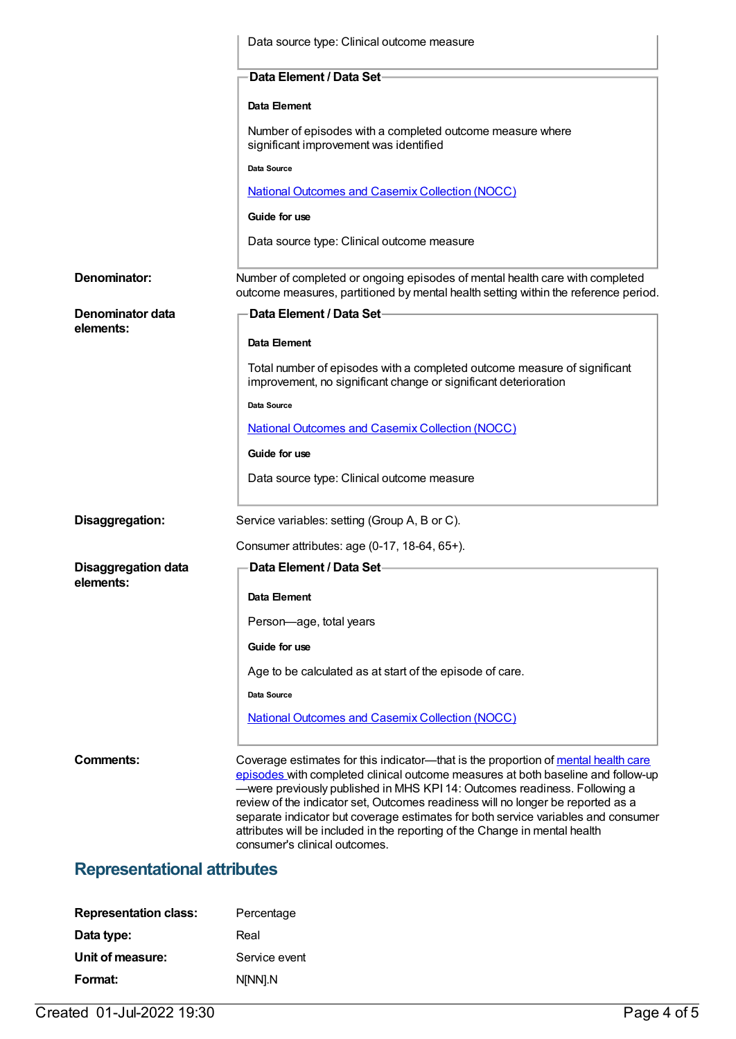Data source type: Clinical outcome measure

**Data Element / Data Set**

**Data Element**

Number of episodes with a completed outcome measure where significant improvement was identified

**Data Source**

[National Outcomes and Casemix Collection (NOCC)]

**Guide for use**

Data source type: Clinical outcome measure

**Denominator:** Number of completed or ongoing episodes of mental health care with completed outcome measures, partitioned by mental health setting within the reference period.

**Denominator data elements:**

**Data Element / Data Set**

**Data Element**

Total number of episodes with a completed outcome measure of significant improvement, no significant change or significant deterioration

**Data Source**

[National Outcomes and Casemix Collection (NOCC)]

**Guide for use**

Data source type: Clinical outcome measure

**Disaggregation:** Service variables: setting (Group A, B or C).

Consumer attributes: age (0-17, 18-64, 65+).

**Disaggregation data elements:**

**Data Element / Data Set**

**Data Element**

Person—age, total years

**Guide for use**

Age to be calculated as at start of the episode of care.

**Data Source**

[National Outcomes and Casemix Collection (NOCC)]

**Comments:** Coverage estimates for this indicator—that is the proportion of [mental health care episodes] with completed clinical outcome measures at both baseline and follow-up—were previously published in MHS KPI 14: Outcomes readiness. Following a review of the indicator set, Outcomes readiness will no longer be reported as a separate indicator but coverage estimates for both service variables and consumer attributes will be included in the reporting of the Change in mental health consumer's clinical outcomes.

## Representational attributes

**Representation class:** Percentage

**Data type:** Real

**Unit of measure:** Service event

**Format:** N[NN].N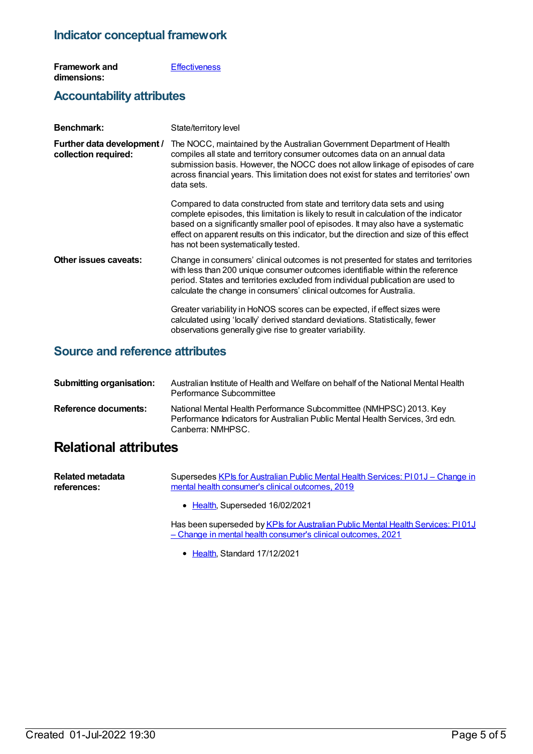## Indicator conceptual framework

**Framework and dimensions:** Effectiveness

## Accountability attributes

**Benchmark:** State/territory level

**Further data development / collection required:** The NOCC, maintained by the Australian Government Department of Health compiles all state and territory consumer outcomes data on an annual data submission basis. However, the NOCC does not allow linkage of episodes of care across financial years. This limitation does not exist for states and territories' own data sets.

Compared to data constructed from state and territory data sets and using complete episodes, this limitation is likely to result in calculation of the indicator based on a significantly smaller pool of episodes. It may also have a systematic effect on apparent results on this indicator, but the direction and size of this effect has not been systematically tested.

**Other issues caveats:** Change in consumers' clinical outcomes is not presented for states and territories with less than 200 unique consumer outcomes identifiable within the reference period. States and territories excluded from individual publication are used to calculate the change in consumers' clinical outcomes for Australia.

Greater variability in HoNOS scores can be expected, if effect sizes were calculated using 'locally' derived standard deviations. Statistically, fewer observations generally give rise to greater variability.

## Source and reference attributes

**Submitting organisation:** Australian Institute of Health and Welfare on behalf of the National Mental Health Performance Subcommittee

**Reference documents:** National Mental Health Performance Subcommittee (NMHPSC) 2013. Key Performance Indicators for Australian Public Mental Health Services, 3rd edn. Canberra: NMHPSC.

# Relational attributes

**Related metadata references:**

Supersedes KPIs for Australian Public Mental Health Services: PI 01J – Change in mental health consumer's clinical outcomes, 2019

- Health, Superseded 16/02/2021

Has been superseded by KPIs for Australian Public Mental Health Services: PI 01J – Change in mental health consumer's clinical outcomes, 2021

- Health, Standard 17/12/2021